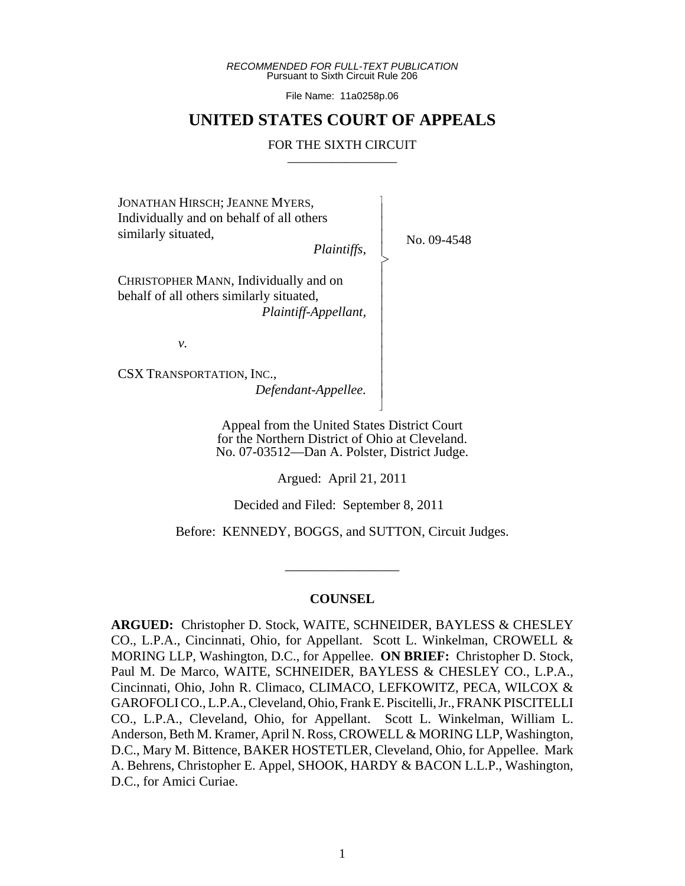*RECOMMENDED FOR FULL-TEXT PUBLICATION*
Pursuant to Sixth Circuit Rule 206

File Name: 11a0258p.06

# UNITED STATES COURT OF APPEALS

FOR THE SIXTH CIRCUIT

_________________

JONATHAN HIRSCH; JEANNE MYERS, Individually and on behalf of all others similarly situated,
*Plaintiffs*,

CHRISTOPHER MANN, Individually and on behalf of all others similarly situated,
*Plaintiff-Appellant*,

*v.*

CSX TRANSPORTATION, INC.,
*Defendant-Appellee.*

No. 09-4548

Appeal from the United States District Court for the Northern District of Ohio at Cleveland.
No. 07-03512—Dan A. Polster, District Judge.

Argued: April 21, 2011

Decided and Filed: September 8, 2011

Before: KENNEDY, BOGGS, and SUTTON, Circuit Judges.

_________________

## COUNSEL

**ARGUED:** Christopher D. Stock, WAITE, SCHNEIDER, BAYLESS & CHESLEY CO., L.P.A., Cincinnati, Ohio, for Appellant. Scott L. Winkelman, CROWELL & MORING LLP, Washington, D.C., for Appellee. **ON BRIEF:** Christopher D. Stock, Paul M. De Marco, WAITE, SCHNEIDER, BAYLESS & CHESLEY CO., L.P.A., Cincinnati, Ohio, John R. Climaco, CLIMACO, LEFKOWITZ, PECA, WILCOX & GAROFOLI CO., L.P.A., Cleveland, Ohio, Frank E. Piscitelli, Jr., FRANK PISCITELLI CO., L.P.A., Cleveland, Ohio, for Appellant. Scott L. Winkelman, William L. Anderson, Beth M. Kramer, April N. Ross, CROWELL & MORING LLP, Washington, D.C., Mary M. Bittence, BAKER HOSTETLER, Cleveland, Ohio, for Appellee. Mark A. Behrens, Christopher E. Appel, SHOOK, HARDY & BACON L.L.P., Washington, D.C., for Amici Curiae.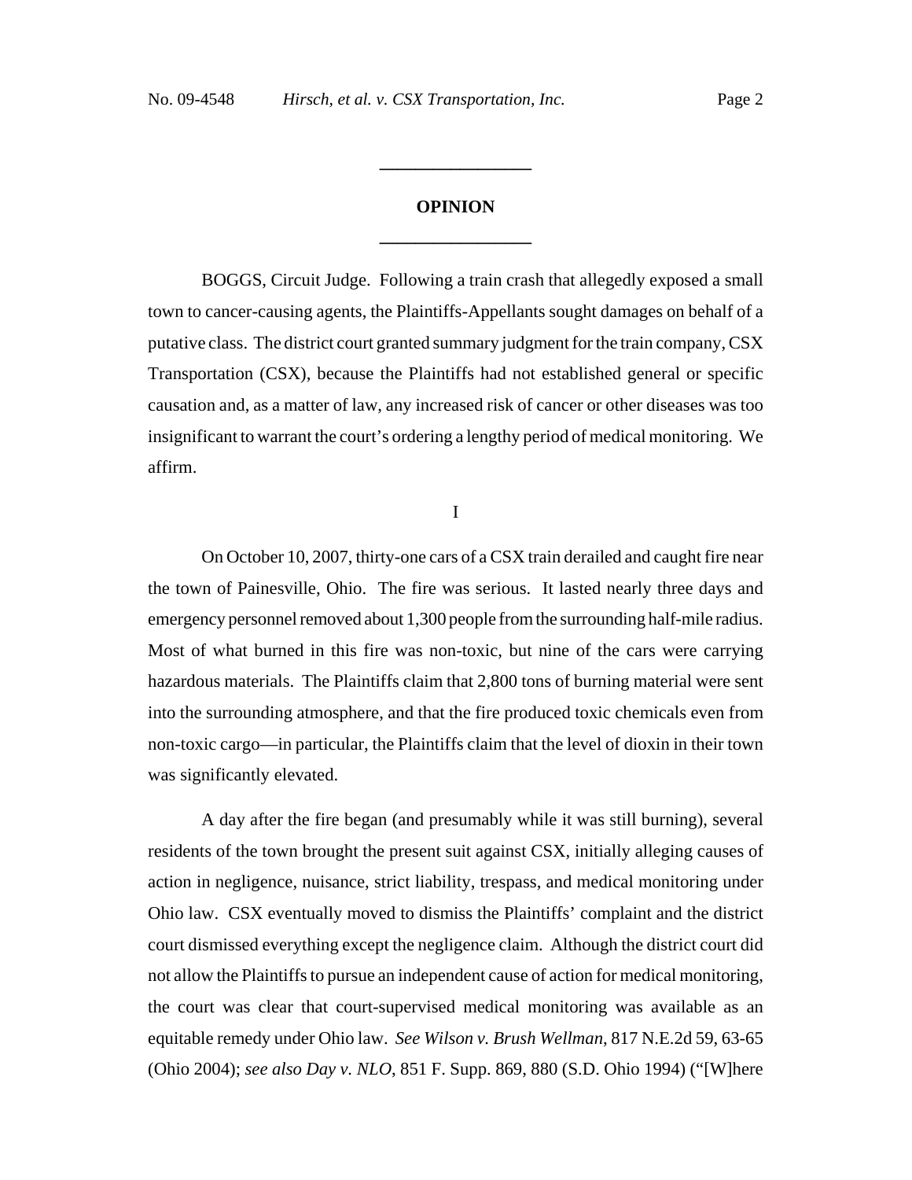## OPINION

BOGGS, Circuit Judge. Following a train crash that allegedly exposed a small town to cancer-causing agents, the Plaintiffs-Appellants sought damages on behalf of a putative class. The district court granted summary judgment for the train company, CSX Transportation (CSX), because the Plaintiffs had not established general or specific causation and, as a matter of law, any increased risk of cancer or other diseases was too insignificant to warrant the court's ordering a lengthy period of medical monitoring. We affirm.

I

On October 10, 2007, thirty-one cars of a CSX train derailed and caught fire near the town of Painesville, Ohio. The fire was serious. It lasted nearly three days and emergency personnel removed about 1,300 people from the surrounding half-mile radius. Most of what burned in this fire was non-toxic, but nine of the cars were carrying hazardous materials. The Plaintiffs claim that 2,800 tons of burning material were sent into the surrounding atmosphere, and that the fire produced toxic chemicals even from non-toxic cargo—in particular, the Plaintiffs claim that the level of dioxin in their town was significantly elevated.

A day after the fire began (and presumably while it was still burning), several residents of the town brought the present suit against CSX, initially alleging causes of action in negligence, nuisance, strict liability, trespass, and medical monitoring under Ohio law. CSX eventually moved to dismiss the Plaintiffs' complaint and the district court dismissed everything except the negligence claim. Although the district court did not allow the Plaintiffs to pursue an independent cause of action for medical monitoring, the court was clear that court-supervised medical monitoring was available as an equitable remedy under Ohio law. *See Wilson v. Brush Wellman*, 817 N.E.2d 59, 63-65 (Ohio 2004); *see also Day v. NLO*, 851 F. Supp. 869, 880 (S.D. Ohio 1994) ("[W]here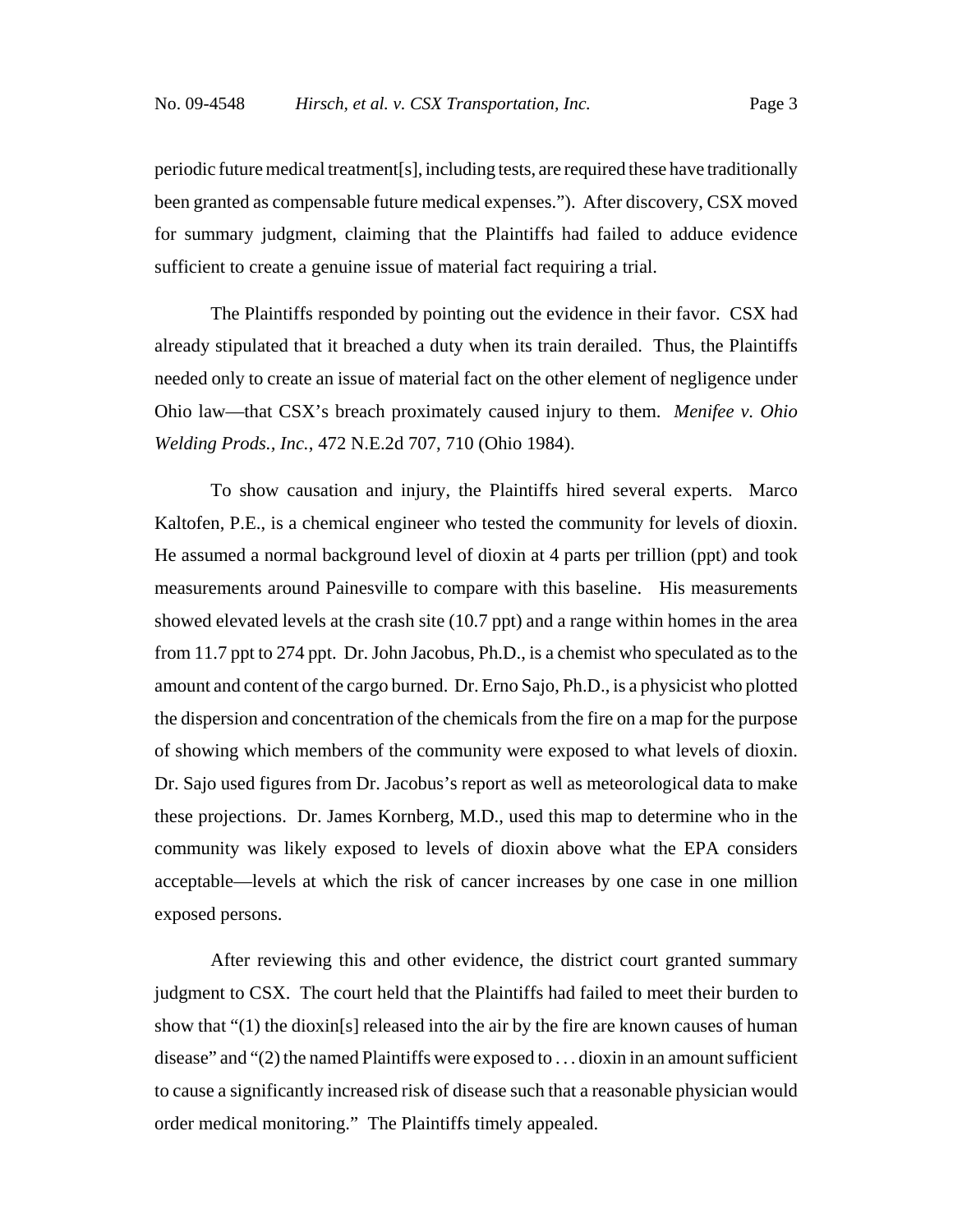periodic future medical treatment[s], including tests, are required these have traditionally been granted as compensable future medical expenses."). After discovery, CSX moved for summary judgment, claiming that the Plaintiffs had failed to adduce evidence sufficient to create a genuine issue of material fact requiring a trial.

The Plaintiffs responded by pointing out the evidence in their favor. CSX had already stipulated that it breached a duty when its train derailed. Thus, the Plaintiffs needed only to create an issue of material fact on the other element of negligence under Ohio law—that CSX's breach proximately caused injury to them. *Menifee v. Ohio Welding Prods., Inc.*, 472 N.E.2d 707, 710 (Ohio 1984).

To show causation and injury, the Plaintiffs hired several experts. Marco Kaltofen, P.E., is a chemical engineer who tested the community for levels of dioxin. He assumed a normal background level of dioxin at 4 parts per trillion (ppt) and took measurements around Painesville to compare with this baseline. His measurements showed elevated levels at the crash site (10.7 ppt) and a range within homes in the area from 11.7 ppt to 274 ppt. Dr. John Jacobus, Ph.D., is a chemist who speculated as to the amount and content of the cargo burned. Dr. Erno Sajo, Ph.D., is a physicist who plotted the dispersion and concentration of the chemicals from the fire on a map for the purpose of showing which members of the community were exposed to what levels of dioxin. Dr. Sajo used figures from Dr. Jacobus's report as well as meteorological data to make these projections. Dr. James Kornberg, M.D., used this map to determine who in the community was likely exposed to levels of dioxin above what the EPA considers acceptable—levels at which the risk of cancer increases by one case in one million exposed persons.

After reviewing this and other evidence, the district court granted summary judgment to CSX. The court held that the Plaintiffs had failed to meet their burden to show that "(1) the dioxin[s] released into the air by the fire are known causes of human disease" and "(2) the named Plaintiffs were exposed to . . . dioxin in an amount sufficient to cause a significantly increased risk of disease such that a reasonable physician would order medical monitoring." The Plaintiffs timely appealed.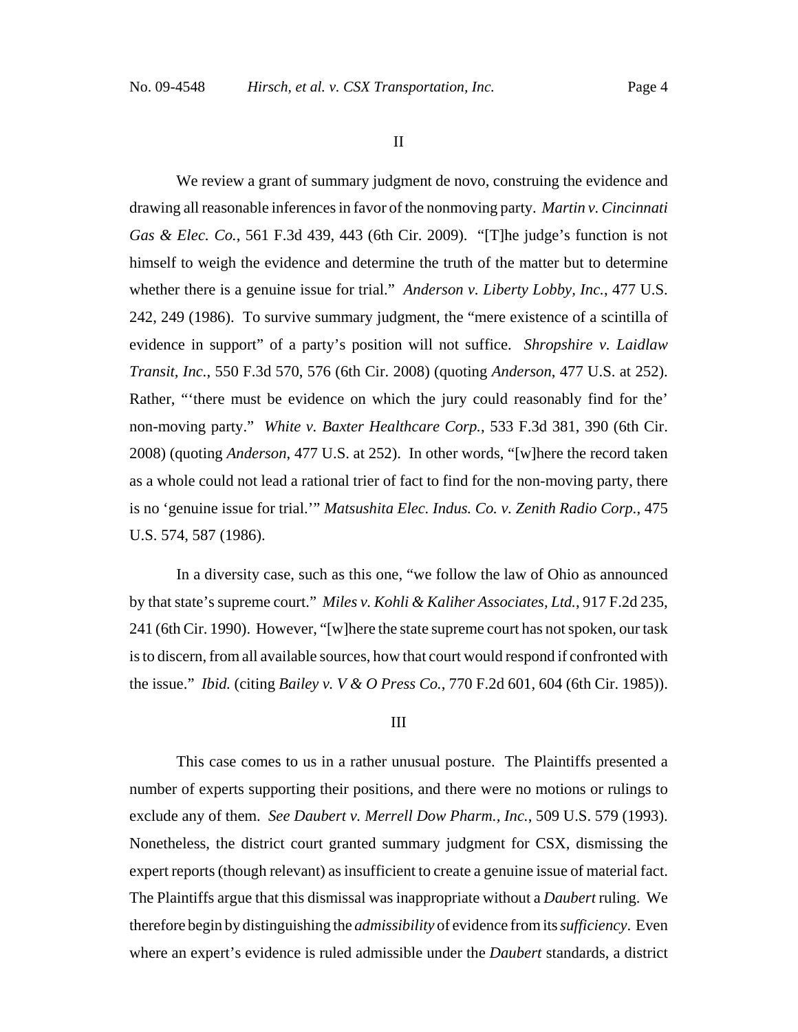## II

We review a grant of summary judgment de novo, construing the evidence and drawing all reasonable inferences in favor of the nonmoving party. *Martin v. Cincinnati Gas & Elec. Co.*, 561 F.3d 439, 443 (6th Cir. 2009). "[T]he judge's function is not himself to weigh the evidence and determine the truth of the matter but to determine whether there is a genuine issue for trial." *Anderson v. Liberty Lobby, Inc.*, 477 U.S. 242, 249 (1986). To survive summary judgment, the "mere existence of a scintilla of evidence in support" of a party's position will not suffice. *Shropshire v. Laidlaw Transit, Inc.*, 550 F.3d 570, 576 (6th Cir. 2008) (quoting *Anderson*, 477 U.S. at 252). Rather, "'there must be evidence on which the jury could reasonably find for the' non-moving party." *White v. Baxter Healthcare Corp.*, 533 F.3d 381, 390 (6th Cir. 2008) (quoting *Anderson*, 477 U.S. at 252). In other words, "[w]here the record taken as a whole could not lead a rational trier of fact to find for the non-moving party, there is no 'genuine issue for trial.'" *Matsushita Elec. Indus. Co. v. Zenith Radio Corp.*, 475 U.S. 574, 587 (1986).

In a diversity case, such as this one, "we follow the law of Ohio as announced by that state's supreme court." *Miles v. Kohli & Kaliher Associates, Ltd.*, 917 F.2d 235, 241 (6th Cir. 1990). However, "[w]here the state supreme court has not spoken, our task is to discern, from all available sources, how that court would respond if confronted with the issue." *Ibid.* (citing *Bailey v. V & O Press Co.*, 770 F.2d 601, 604 (6th Cir. 1985)).

## III

This case comes to us in a rather unusual posture. The Plaintiffs presented a number of experts supporting their positions, and there were no motions or rulings to exclude any of them. *See Daubert v. Merrell Dow Pharm., Inc.*, 509 U.S. 579 (1993). Nonetheless, the district court granted summary judgment for CSX, dismissing the expert reports (though relevant) as insufficient to create a genuine issue of material fact. The Plaintiffs argue that this dismissal was inappropriate without a *Daubert* ruling. We therefore begin by distinguishing the *admissibility* of evidence from its *sufficiency*. Even where an expert's evidence is ruled admissible under the *Daubert* standards, a district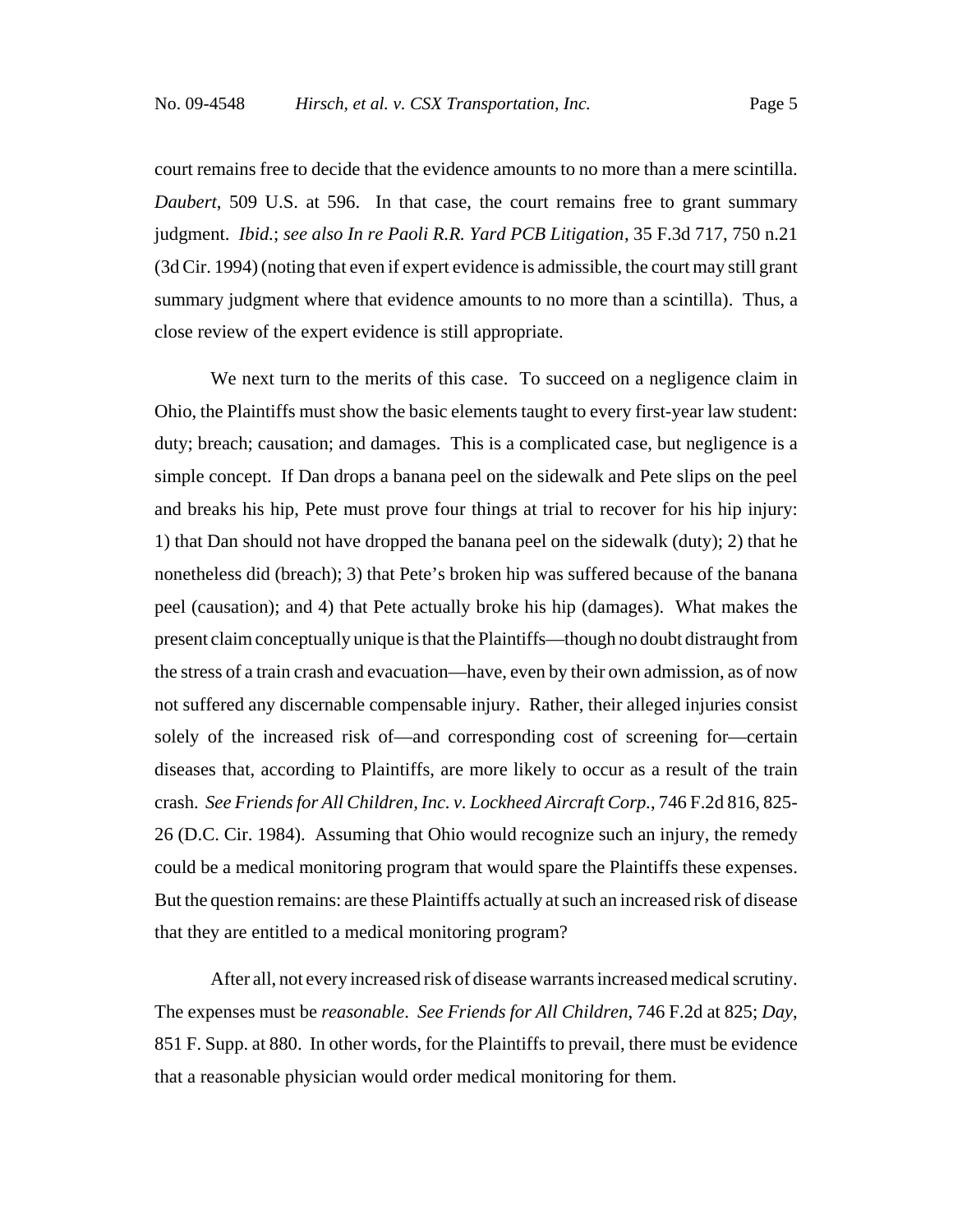court remains free to decide that the evidence amounts to no more than a mere scintilla. *Daubert*, 509 U.S. at 596. In that case, the court remains free to grant summary judgment. *Ibid.*; *see also In re Paoli R.R. Yard PCB Litigation*, 35 F.3d 717, 750 n.21 (3d Cir. 1994) (noting that even if expert evidence is admissible, the court may still grant summary judgment where that evidence amounts to no more than a scintilla). Thus, a close review of the expert evidence is still appropriate.

We next turn to the merits of this case. To succeed on a negligence claim in Ohio, the Plaintiffs must show the basic elements taught to every first-year law student: duty; breach; causation; and damages. This is a complicated case, but negligence is a simple concept. If Dan drops a banana peel on the sidewalk and Pete slips on the peel and breaks his hip, Pete must prove four things at trial to recover for his hip injury: 1) that Dan should not have dropped the banana peel on the sidewalk (duty); 2) that he nonetheless did (breach); 3) that Pete's broken hip was suffered because of the banana peel (causation); and 4) that Pete actually broke his hip (damages). What makes the present claim conceptually unique is that the Plaintiffs—though no doubt distraught from the stress of a train crash and evacuation—have, even by their own admission, as of now not suffered any discernable compensable injury. Rather, their alleged injuries consist solely of the increased risk of—and corresponding cost of screening for—certain diseases that, according to Plaintiffs, are more likely to occur as a result of the train crash. *See Friends for All Children, Inc. v. Lockheed Aircraft Corp.*, 746 F.2d 816, 825-26 (D.C. Cir. 1984). Assuming that Ohio would recognize such an injury, the remedy could be a medical monitoring program that would spare the Plaintiffs these expenses. But the question remains: are these Plaintiffs actually at such an increased risk of disease that they are entitled to a medical monitoring program?

After all, not every increased risk of disease warrants increased medical scrutiny. The expenses must be *reasonable*. *See Friends for All Children*, 746 F.2d at 825; *Day*, 851 F. Supp. at 880. In other words, for the Plaintiffs to prevail, there must be evidence that a reasonable physician would order medical monitoring for them.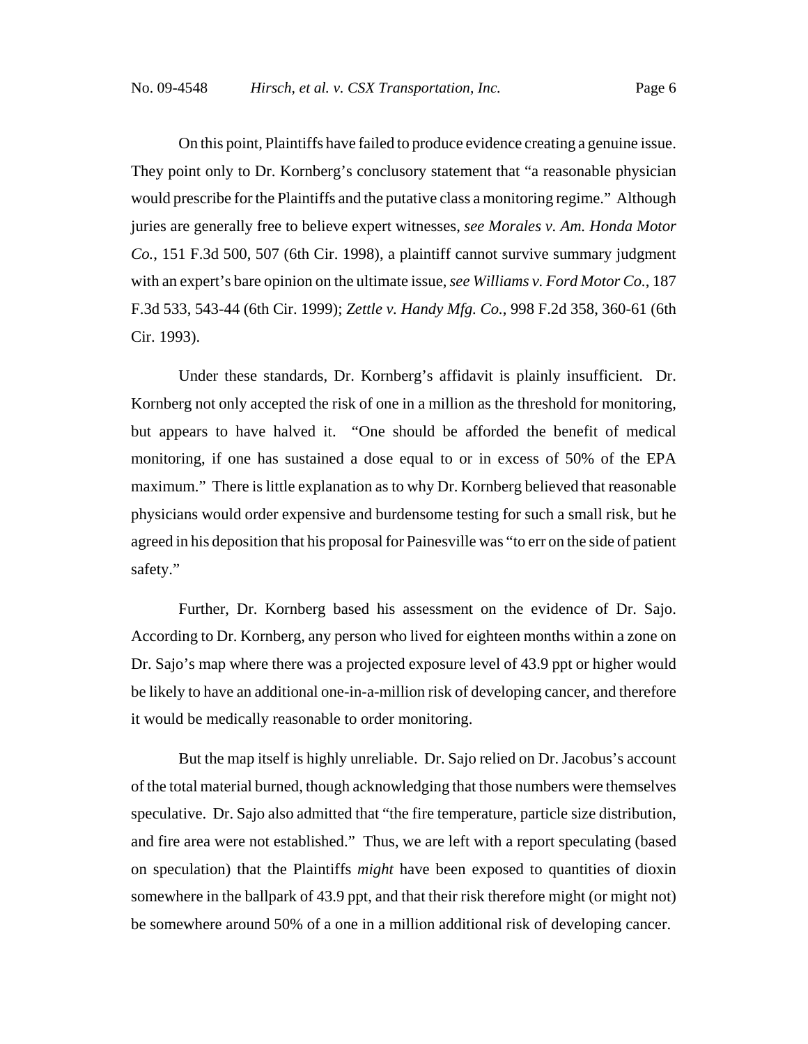On this point, Plaintiffs have failed to produce evidence creating a genuine issue. They point only to Dr. Kornberg's conclusory statement that "a reasonable physician would prescribe for the Plaintiffs and the putative class a monitoring regime." Although juries are generally free to believe expert witnesses, *see Morales v. Am. Honda Motor Co.*, 151 F.3d 500, 507 (6th Cir. 1998), a plaintiff cannot survive summary judgment with an expert's bare opinion on the ultimate issue, *see Williams v. Ford Motor Co.*, 187 F.3d 533, 543-44 (6th Cir. 1999); *Zettle v. Handy Mfg. Co.*, 998 F.2d 358, 360-61 (6th Cir. 1993).

Under these standards, Dr. Kornberg's affidavit is plainly insufficient. Dr. Kornberg not only accepted the risk of one in a million as the threshold for monitoring, but appears to have halved it. "One should be afforded the benefit of medical monitoring, if one has sustained a dose equal to or in excess of 50% of the EPA maximum." There is little explanation as to why Dr. Kornberg believed that reasonable physicians would order expensive and burdensome testing for such a small risk, but he agreed in his deposition that his proposal for Painesville was "to err on the side of patient safety."

Further, Dr. Kornberg based his assessment on the evidence of Dr. Sajo. According to Dr. Kornberg, any person who lived for eighteen months within a zone on Dr. Sajo's map where there was a projected exposure level of 43.9 ppt or higher would be likely to have an additional one-in-a-million risk of developing cancer, and therefore it would be medically reasonable to order monitoring.

But the map itself is highly unreliable. Dr. Sajo relied on Dr. Jacobus's account of the total material burned, though acknowledging that those numbers were themselves speculative. Dr. Sajo also admitted that "the fire temperature, particle size distribution, and fire area were not established." Thus, we are left with a report speculating (based on speculation) that the Plaintiffs *might* have been exposed to quantities of dioxin somewhere in the ballpark of 43.9 ppt, and that their risk therefore might (or might not) be somewhere around 50% of a one in a million additional risk of developing cancer.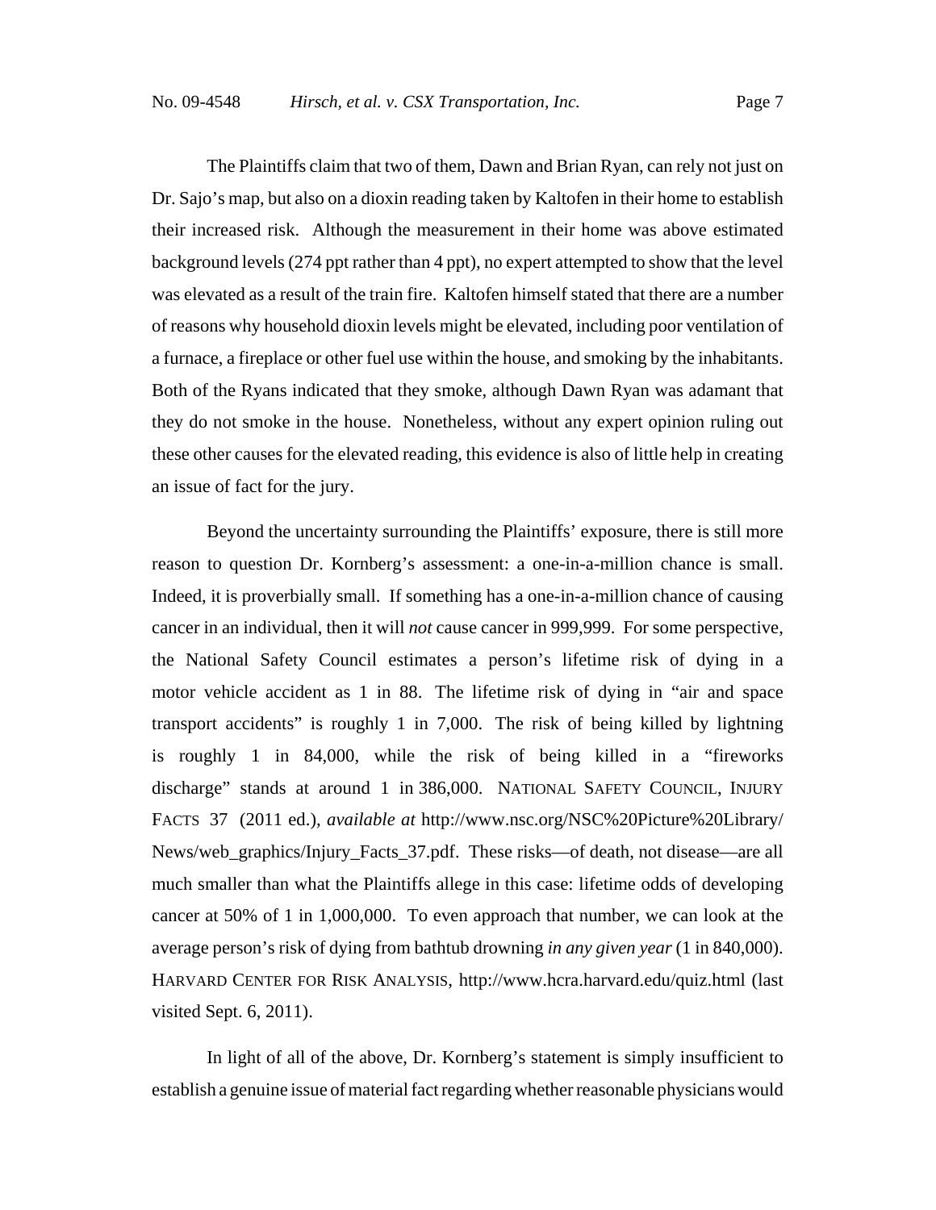The Plaintiffs claim that two of them, Dawn and Brian Ryan, can rely not just on Dr. Sajo's map, but also on a dioxin reading taken by Kaltofen in their home to establish their increased risk. Although the measurement in their home was above estimated background levels (274 ppt rather than 4 ppt), no expert attempted to show that the level was elevated as a result of the train fire. Kaltofen himself stated that there are a number of reasons why household dioxin levels might be elevated, including poor ventilation of a furnace, a fireplace or other fuel use within the house, and smoking by the inhabitants. Both of the Ryans indicated that they smoke, although Dawn Ryan was adamant that they do not smoke in the house. Nonetheless, without any expert opinion ruling out these other causes for the elevated reading, this evidence is also of little help in creating an issue of fact for the jury.

Beyond the uncertainty surrounding the Plaintiffs' exposure, there is still more reason to question Dr. Kornberg's assessment: a one-in-a-million chance is small. Indeed, it is proverbially small. If something has a one-in-a-million chance of causing cancer in an individual, then it will *not* cause cancer in 999,999. For some perspective, the National Safety Council estimates a person's lifetime risk of dying in a motor vehicle accident as 1 in 88. The lifetime risk of dying in "air and space transport accidents" is roughly 1 in 7,000. The risk of being killed by lightning is roughly 1 in 84,000, while the risk of being killed in a "fireworks discharge" stands at around 1 in 386,000. NATIONAL SAFETY COUNCIL, INJURY FACTS 37 (2011 ed.), *available at* http://www.nsc.org/NSC%20Picture%20Library/News/web_graphics/Injury_Facts_37.pdf. These risks—of death, not disease—are all much smaller than what the Plaintiffs allege in this case: lifetime odds of developing cancer at 50% of 1 in 1,000,000. To even approach that number, we can look at the average person's risk of dying from bathtub drowning *in any given year* (1 in 840,000). HARVARD CENTER FOR RISK ANALYSIS, http://www.hcra.harvard.edu/quiz.html (last visited Sept. 6, 2011).

In light of all of the above, Dr. Kornberg's statement is simply insufficient to establish a genuine issue of material fact regarding whether reasonable physicians would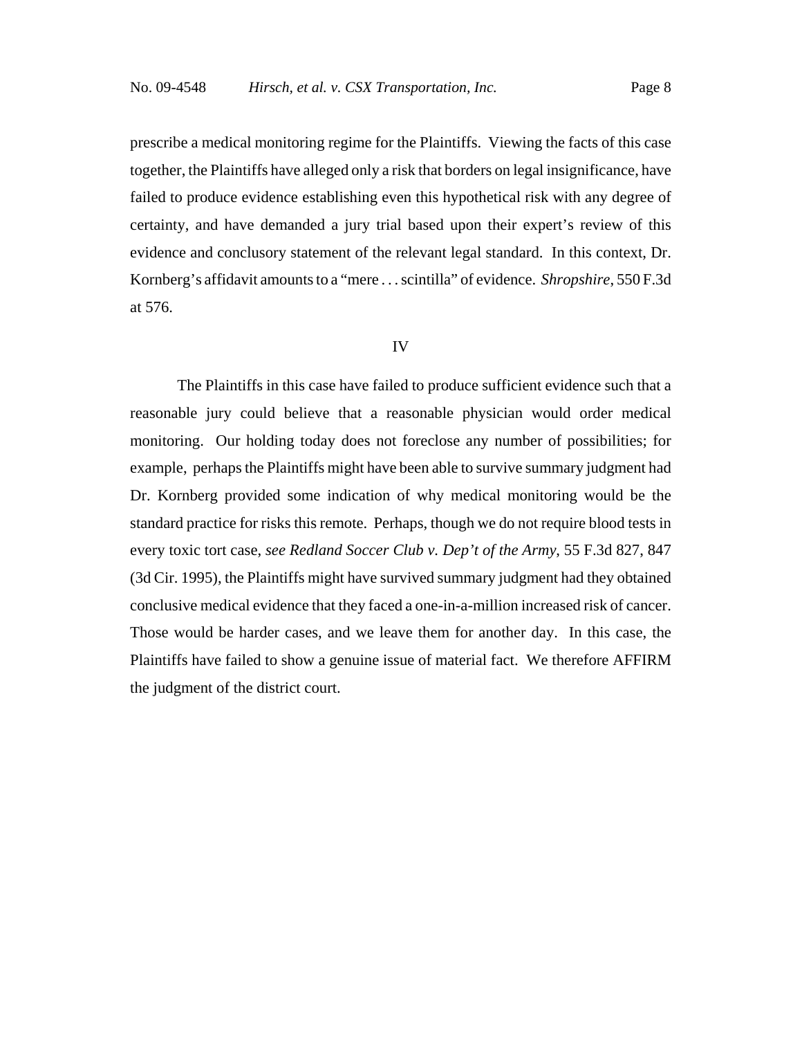prescribe a medical monitoring regime for the Plaintiffs. Viewing the facts of this case together, the Plaintiffs have alleged only a risk that borders on legal insignificance, have failed to produce evidence establishing even this hypothetical risk with any degree of certainty, and have demanded a jury trial based upon their expert's review of this evidence and conclusory statement of the relevant legal standard. In this context, Dr. Kornberg's affidavit amounts to a "mere . . . scintilla" of evidence. *Shropshire*, 550 F.3d at 576.

IV

The Plaintiffs in this case have failed to produce sufficient evidence such that a reasonable jury could believe that a reasonable physician would order medical monitoring. Our holding today does not foreclose any number of possibilities; for example, perhaps the Plaintiffs might have been able to survive summary judgment had Dr. Kornberg provided some indication of why medical monitoring would be the standard practice for risks this remote. Perhaps, though we do not require blood tests in every toxic tort case, *see Redland Soccer Club v. Dep't of the Army*, 55 F.3d 827, 847 (3d Cir. 1995), the Plaintiffs might have survived summary judgment had they obtained conclusive medical evidence that they faced a one-in-a-million increased risk of cancer. Those would be harder cases, and we leave them for another day. In this case, the Plaintiffs have failed to show a genuine issue of material fact. We therefore AFFIRM the judgment of the district court.